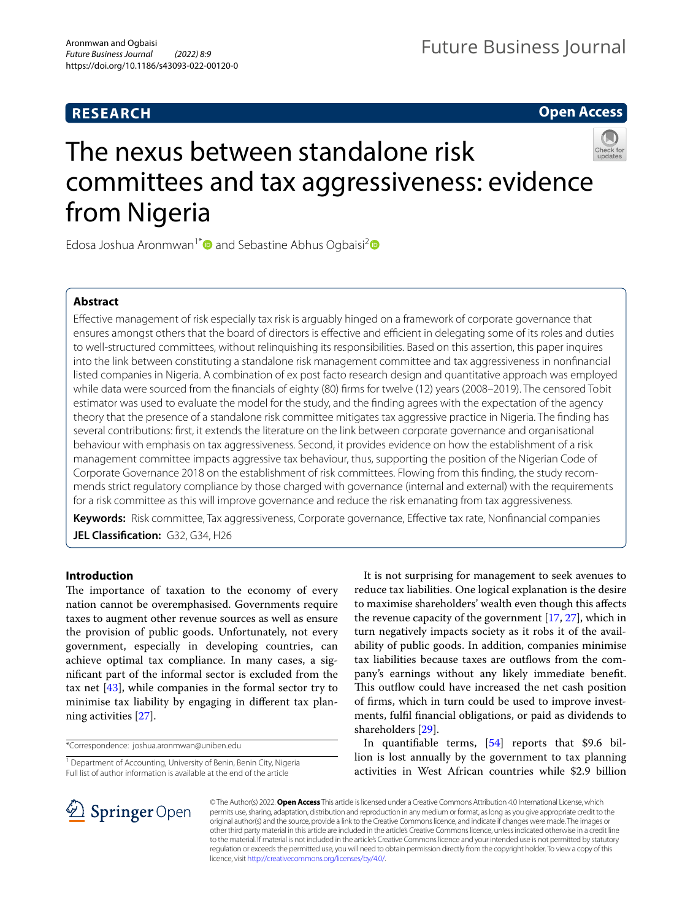**RESEARCH** **Open Access**

# The nexus between standalone risk committees and tax aggressiveness: evidence from Nigeria

Edosa Joshua Aronmwan[1*] and Sebastine Abhus Ogbaisi[2]

## Abstract

Effective management of risk especially tax risk is arguably hinged on a framework of corporate governance that ensures amongst others that the board of directors is effective and efficient in delegating some of its roles and duties to well-structured committees, without relinquishing its responsibilities. Based on this assertion, this paper inquires into the link between constituting a standalone risk management committee and tax aggressiveness in nonfinancial listed companies in Nigeria. A combination of ex post facto research design and quantitative approach was employed while data were sourced from the financials of eighty (80) firms for twelve (12) years (2008–2019). The censored Tobit estimator was used to evaluate the model for the study, and the finding agrees with the expectation of the agency theory that the presence of a standalone risk committee mitigates tax aggressive practice in Nigeria. The finding has several contributions: first, it extends the literature on the link between corporate governance and organisational behaviour with emphasis on tax aggressiveness. Second, it provides evidence on how the establishment of a risk management committee impacts aggressive tax behaviour, thus, supporting the position of the Nigerian Code of Corporate Governance 2018 on the establishment of risk committees. Flowing from this finding, the study recommends strict regulatory compliance by those charged with governance (internal and external) with the requirements for a risk committee as this will improve governance and reduce the risk emanating from tax aggressiveness.

**Keywords:** Risk committee, Tax aggressiveness, Corporate governance, Effective tax rate, Nonfinancial companies

**JEL Classification:** G32, G34, H26

## Introduction

The importance of taxation to the economy of every nation cannot be overemphasised. Governments require taxes to augment other revenue sources as well as ensure the provision of public goods. Unfortunately, not every government, especially in developing countries, can achieve optimal tax compliance. In many cases, a significant part of the informal sector is excluded from the tax net [43], while companies in the formal sector try to minimise tax liability by engaging in different tax planning activities [27].

It is not surprising for management to seek avenues to reduce tax liabilities. One logical explanation is the desire to maximise shareholders' wealth even though this affects the revenue capacity of the government [17, 27], which in turn negatively impacts society as it robs it of the availability of public goods. In addition, companies minimise tax liabilities because taxes are outflows from the company's earnings without any likely immediate benefit. This outflow could have increased the net cash position of firms, which in turn could be used to improve investments, fulfil financial obligations, or paid as dividends to shareholders [29].

In quantifiable terms, [54] reports that $9.6 billion is lost annually by the government to tax planning activities in West African countries while $2.9 billion

*Correspondence: joshua.aronmwan@uniben.edu

[1] Department of Accounting, University of Benin, Benin City, Nigeria
Full list of author information is available at the end of the article

© The Author(s) 2022. **Open Access** This article is licensed under a Creative Commons Attribution 4.0 International License, which permits use, sharing, adaptation, distribution and reproduction in any medium or format, as long as you give appropriate credit to the original author(s) and the source, provide a link to the Creative Commons licence, and indicate if changes were made. The images or other third party material in this article are included in the article's Creative Commons licence, unless indicated otherwise in a credit line to the material. If material is not included in the article's Creative Commons licence and your intended use is not permitted by statutory regulation or exceeds the permitted use, you will need to obtain permission directly from the copyright holder. To view a copy of this licence, visit http://creativecommons.org/licenses/by/4.0/.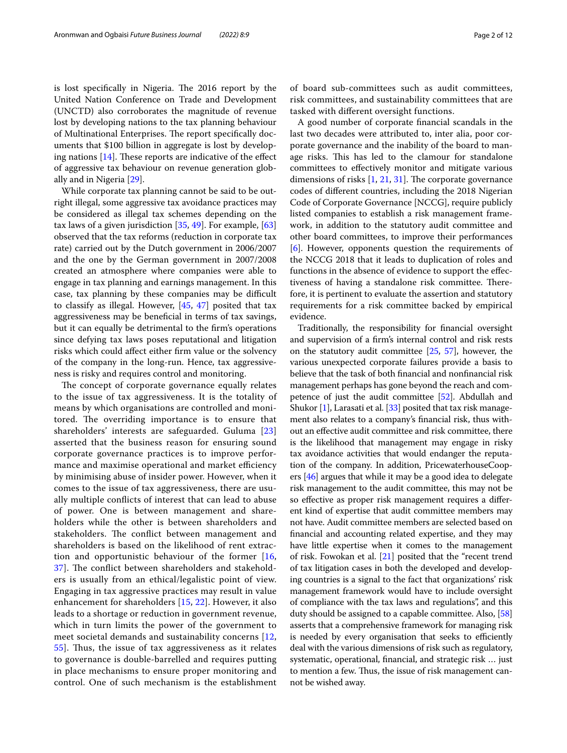is lost specifically in Nigeria. The 2016 report by the United Nation Conference on Trade and Development (UNCTD) also corroborates the magnitude of revenue lost by developing nations to the tax planning behaviour of Multinational Enterprises. The report specifically documents that $100 billion in aggregate is lost by developing nations [14]. These reports are indicative of the effect of aggressive tax behaviour on revenue generation globally and in Nigeria [29].

While corporate tax planning cannot be said to be outright illegal, some aggressive tax avoidance practices may be considered as illegal tax schemes depending on the tax laws of a given jurisdiction [35, 49]. For example, [63] observed that the tax reforms (reduction in corporate tax rate) carried out by the Dutch government in 2006/2007 and the one by the German government in 2007/2008 created an atmosphere where companies were able to engage in tax planning and earnings management. In this case, tax planning by these companies may be difficult to classify as illegal. However, [45, 47] posited that tax aggressiveness may be beneficial in terms of tax savings, but it can equally be detrimental to the firm's operations since defying tax laws poses reputational and litigation risks which could affect either firm value or the solvency of the company in the long-run. Hence, tax aggressiveness is risky and requires control and monitoring.

The concept of corporate governance equally relates to the issue of tax aggressiveness. It is the totality of means by which organisations are controlled and monitored. The overriding importance is to ensure that shareholders' interests are safeguarded. Guluma [23] asserted that the business reason for ensuring sound corporate governance practices is to improve performance and maximise operational and market efficiency by minimising abuse of insider power. However, when it comes to the issue of tax aggressiveness, there are usually multiple conflicts of interest that can lead to abuse of power. One is between management and shareholders while the other is between shareholders and stakeholders. The conflict between management and shareholders is based on the likelihood of rent extraction and opportunistic behaviour of the former [16, 37]. The conflict between shareholders and stakeholders is usually from an ethical/legalistic point of view. Engaging in tax aggressive practices may result in value enhancement for shareholders [15, 22]. However, it also leads to a shortage or reduction in government revenue, which in turn limits the power of the government to meet societal demands and sustainability concerns [12, 55]. Thus, the issue of tax aggressiveness as it relates to governance is double-barrelled and requires putting in place mechanisms to ensure proper monitoring and control. One of such mechanism is the establishment of board sub-committees such as audit committees, risk committees, and sustainability committees that are tasked with different oversight functions.

A good number of corporate financial scandals in the last two decades were attributed to, inter alia, poor corporate governance and the inability of the board to manage risks. This has led to the clamour for standalone committees to effectively monitor and mitigate various dimensions of risks [1, 21, 31]. The corporate governance codes of different countries, including the 2018 Nigerian Code of Corporate Governance [NCCG], require publicly listed companies to establish a risk management framework, in addition to the statutory audit committee and other board committees, to improve their performances [6]. However, opponents question the requirements of the NCCG 2018 that it leads to duplication of roles and functions in the absence of evidence to support the effectiveness of having a standalone risk committee. Therefore, it is pertinent to evaluate the assertion and statutory requirements for a risk committee backed by empirical evidence.

Traditionally, the responsibility for financial oversight and supervision of a firm's internal control and risk rests on the statutory audit committee [25, 57], however, the various unexpected corporate failures provide a basis to believe that the task of both financial and nonfinancial risk management perhaps has gone beyond the reach and competence of just the audit committee [52]. Abdullah and Shukor [1], Larasati et al. [33] posited that tax risk management also relates to a company's financial risk, thus without an effective audit committee and risk committee, there is the likelihood that management may engage in risky tax avoidance activities that would endanger the reputation of the company. In addition, PricewaterhouseCoopers [46] argues that while it may be a good idea to delegate risk management to the audit committee, this may not be so effective as proper risk management requires a different kind of expertise that audit committee members may not have. Audit committee members are selected based on financial and accounting related expertise, and they may have little expertise when it comes to the management of risk. Fowokan et al. [21] posited that the "recent trend of tax litigation cases in both the developed and developing countries is a signal to the fact that organizations' risk management framework would have to include oversight of compliance with the tax laws and regulations", and this duty should be assigned to a capable committee. Also, [58] asserts that a comprehensive framework for managing risk is needed by every organisation that seeks to efficiently deal with the various dimensions of risk such as regulatory, systematic, operational, financial, and strategic risk … just to mention a few. Thus, the issue of risk management cannot be wished away.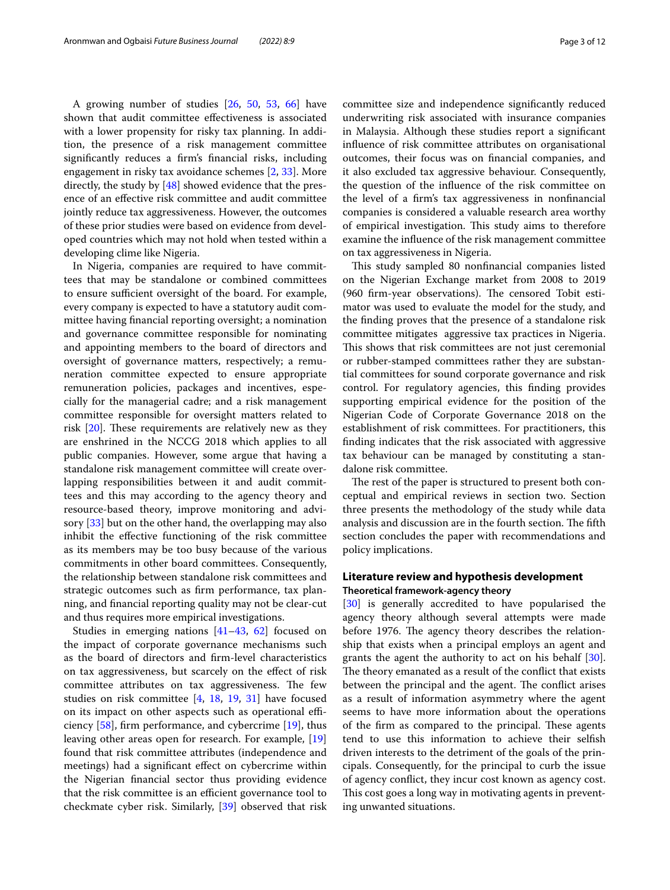A growing number of studies [26, 50, 53, 66] have shown that audit committee effectiveness is associated with a lower propensity for risky tax planning. In addition, the presence of a risk management committee significantly reduces a firm's financial risks, including engagement in risky tax avoidance schemes [2, 33]. More directly, the study by [48] showed evidence that the presence of an effective risk committee and audit committee jointly reduce tax aggressiveness. However, the outcomes of these prior studies were based on evidence from developed countries which may not hold when tested within a developing clime like Nigeria.

In Nigeria, companies are required to have committees that may be standalone or combined committees to ensure sufficient oversight of the board. For example, every company is expected to have a statutory audit committee having financial reporting oversight; a nomination and governance committee responsible for nominating and appointing members to the board of directors and oversight of governance matters, respectively; a remuneration committee expected to ensure appropriate remuneration policies, packages and incentives, especially for the managerial cadre; and a risk management committee responsible for oversight matters related to risk [20]. These requirements are relatively new as they are enshrined in the NCCG 2018 which applies to all public companies. However, some argue that having a standalone risk management committee will create overlapping responsibilities between it and audit committees and this may according to the agency theory and resource-based theory, improve monitoring and advisory [33] but on the other hand, the overlapping may also inhibit the effective functioning of the risk committee as its members may be too busy because of the various commitments in other board committees. Consequently, the relationship between standalone risk committees and strategic outcomes such as firm performance, tax planning, and financial reporting quality may not be clear-cut and thus requires more empirical investigations.

Studies in emerging nations [41–43, 62] focused on the impact of corporate governance mechanisms such as the board of directors and firm-level characteristics on tax aggressiveness, but scarcely on the effect of risk committee attributes on tax aggressiveness. The few studies on risk committee [4, 18, 19, 31] have focused on its impact on other aspects such as operational efficiency [58], firm performance, and cybercrime [19], thus leaving other areas open for research. For example, [19] found that risk committee attributes (independence and meetings) had a significant effect on cybercrime within the Nigerian financial sector thus providing evidence that the risk committee is an efficient governance tool to checkmate cyber risk. Similarly, [39] observed that risk committee size and independence significantly reduced underwriting risk associated with insurance companies in Malaysia. Although these studies report a significant influence of risk committee attributes on organisational outcomes, their focus was on financial companies, and it also excluded tax aggressive behaviour. Consequently, the question of the influence of the risk committee on the level of a firm's tax aggressiveness in nonfinancial companies is considered a valuable research area worthy of empirical investigation. This study aims to therefore examine the influence of the risk management committee on tax aggressiveness in Nigeria.

This study sampled 80 nonfinancial companies listed on the Nigerian Exchange market from 2008 to 2019 (960 firm-year observations). The censored Tobit estimator was used to evaluate the model for the study, and the finding proves that the presence of a standalone risk committee mitigates aggressive tax practices in Nigeria. This shows that risk committees are not just ceremonial or rubber-stamped committees rather they are substantial committees for sound corporate governance and risk control. For regulatory agencies, this finding provides supporting empirical evidence for the position of the Nigerian Code of Corporate Governance 2018 on the establishment of risk committees. For practitioners, this finding indicates that the risk associated with aggressive tax behaviour can be managed by constituting a standalone risk committee.

The rest of the paper is structured to present both conceptual and empirical reviews in section two. Section three presents the methodology of the study while data analysis and discussion are in the fourth section. The fifth section concludes the paper with recommendations and policy implications.

## Literature review and hypothesis development

### Theoretical framework-agency theory

[30] is generally accredited to have popularised the agency theory although several attempts were made before 1976. The agency theory describes the relationship that exists when a principal employs an agent and grants the agent the authority to act on his behalf [30]. The theory emanated as a result of the conflict that exists between the principal and the agent. The conflict arises as a result of information asymmetry where the agent seems to have more information about the operations of the firm as compared to the principal. These agents tend to use this information to achieve their selfish driven interests to the detriment of the goals of the principals. Consequently, for the principal to curb the issue of agency conflict, they incur cost known as agency cost. This cost goes a long way in motivating agents in preventing unwanted situations.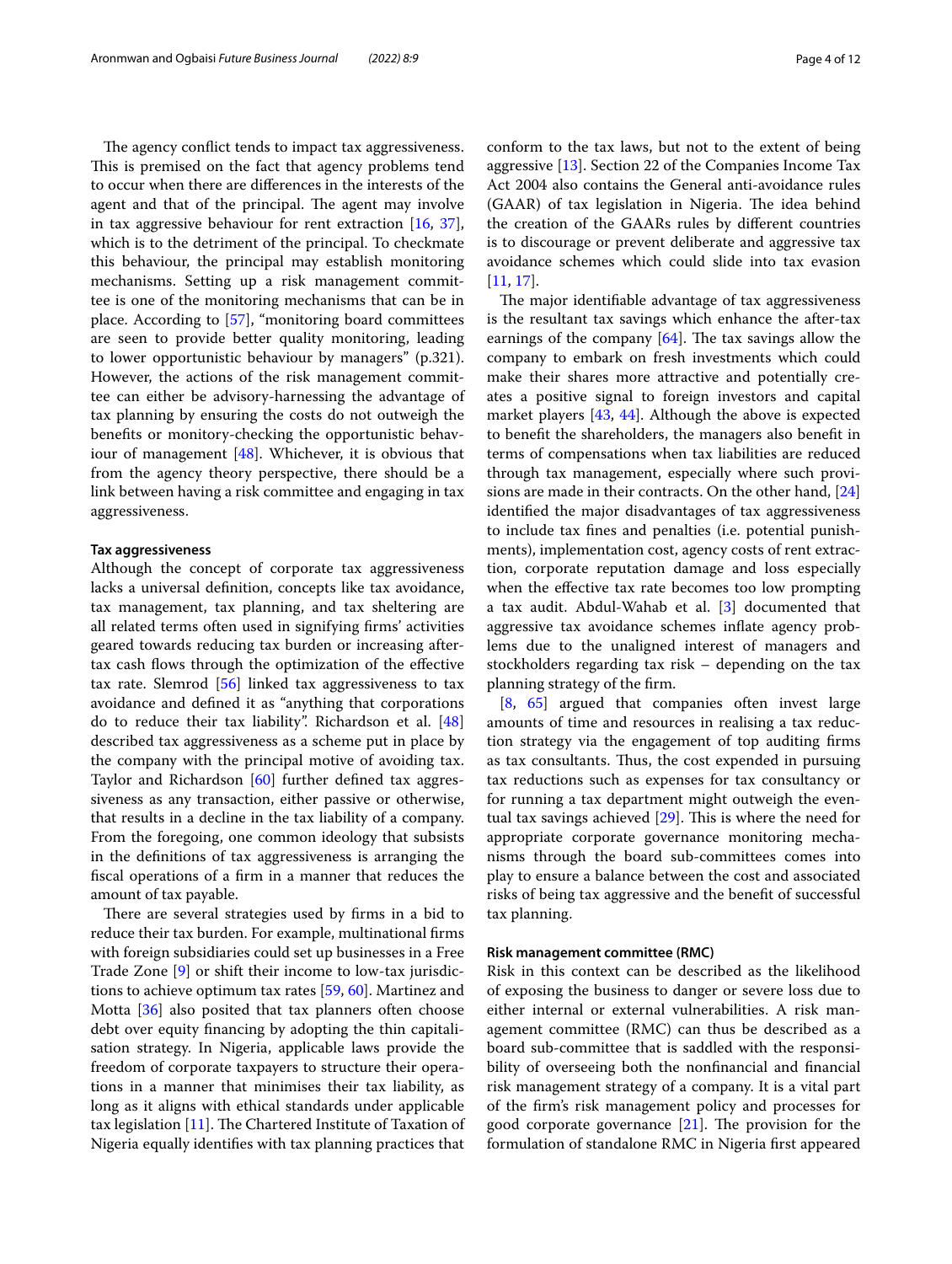The agency conflict tends to impact tax aggressiveness. This is premised on the fact that agency problems tend to occur when there are differences in the interests of the agent and that of the principal. The agent may involve in tax aggressive behaviour for rent extraction [16, 37], which is to the detriment of the principal. To checkmate this behaviour, the principal may establish monitoring mechanisms. Setting up a risk management committee is one of the monitoring mechanisms that can be in place. According to [57], "monitoring board committees are seen to provide better quality monitoring, leading to lower opportunistic behaviour by managers" (p.321). However, the actions of the risk management committee can either be advisory-harnessing the advantage of tax planning by ensuring the costs do not outweigh the benefits or monitory-checking the opportunistic behaviour of management [48]. Whichever, it is obvious that from the agency theory perspective, there should be a link between having a risk committee and engaging in tax aggressiveness.

#### Tax aggressiveness

Although the concept of corporate tax aggressiveness lacks a universal definition, concepts like tax avoidance, tax management, tax planning, and tax sheltering are all related terms often used in signifying firms' activities geared towards reducing tax burden or increasing after-tax cash flows through the optimization of the effective tax rate. Slemrod [56] linked tax aggressiveness to tax avoidance and defined it as "anything that corporations do to reduce their tax liability". Richardson et al. [48] described tax aggressiveness as a scheme put in place by the company with the principal motive of avoiding tax. Taylor and Richardson [60] further defined tax aggressiveness as any transaction, either passive or otherwise, that results in a decline in the tax liability of a company. From the foregoing, one common ideology that subsists in the definitions of tax aggressiveness is arranging the fiscal operations of a firm in a manner that reduces the amount of tax payable.

There are several strategies used by firms in a bid to reduce their tax burden. For example, multinational firms with foreign subsidiaries could set up businesses in a Free Trade Zone [9] or shift their income to low-tax jurisdictions to achieve optimum tax rates [59, 60]. Martinez and Motta [36] also posited that tax planners often choose debt over equity financing by adopting the thin capitalisation strategy. In Nigeria, applicable laws provide the freedom of corporate taxpayers to structure their operations in a manner that minimises their tax liability, as long as it aligns with ethical standards under applicable tax legislation [11]. The Chartered Institute of Taxation of Nigeria equally identifies with tax planning practices that conform to the tax laws, but not to the extent of being aggressive [13]. Section 22 of the Companies Income Tax Act 2004 also contains the General anti-avoidance rules (GAAR) of tax legislation in Nigeria. The idea behind the creation of the GAARs rules by different countries is to discourage or prevent deliberate and aggressive tax avoidance schemes which could slide into tax evasion [11, 17].

The major identifiable advantage of tax aggressiveness is the resultant tax savings which enhance the after-tax earnings of the company [64]. The tax savings allow the company to embark on fresh investments which could make their shares more attractive and potentially creates a positive signal to foreign investors and capital market players [43, 44]. Although the above is expected to benefit the shareholders, the managers also benefit in terms of compensations when tax liabilities are reduced through tax management, especially where such provisions are made in their contracts. On the other hand, [24] identified the major disadvantages of tax aggressiveness to include tax fines and penalties (i.e. potential punishments), implementation cost, agency costs of rent extraction, corporate reputation damage and loss especially when the effective tax rate becomes too low prompting a tax audit. Abdul-Wahab et al. [3] documented that aggressive tax avoidance schemes inflate agency problems due to the unaligned interest of managers and stockholders regarding tax risk – depending on the tax planning strategy of the firm.

[8, 65] argued that companies often invest large amounts of time and resources in realising a tax reduction strategy via the engagement of top auditing firms as tax consultants. Thus, the cost expended in pursuing tax reductions such as expenses for tax consultancy or for running a tax department might outweigh the eventual tax savings achieved [29]. This is where the need for appropriate corporate governance monitoring mechanisms through the board sub-committees comes into play to ensure a balance between the cost and associated risks of being tax aggressive and the benefit of successful tax planning.

#### Risk management committee (RMC)

Risk in this context can be described as the likelihood of exposing the business to danger or severe loss due to either internal or external vulnerabilities. A risk management committee (RMC) can thus be described as a board sub-committee that is saddled with the responsibility of overseeing both the nonfinancial and financial risk management strategy of a company. It is a vital part of the firm's risk management policy and processes for good corporate governance [21]. The provision for the formulation of standalone RMC in Nigeria first appeared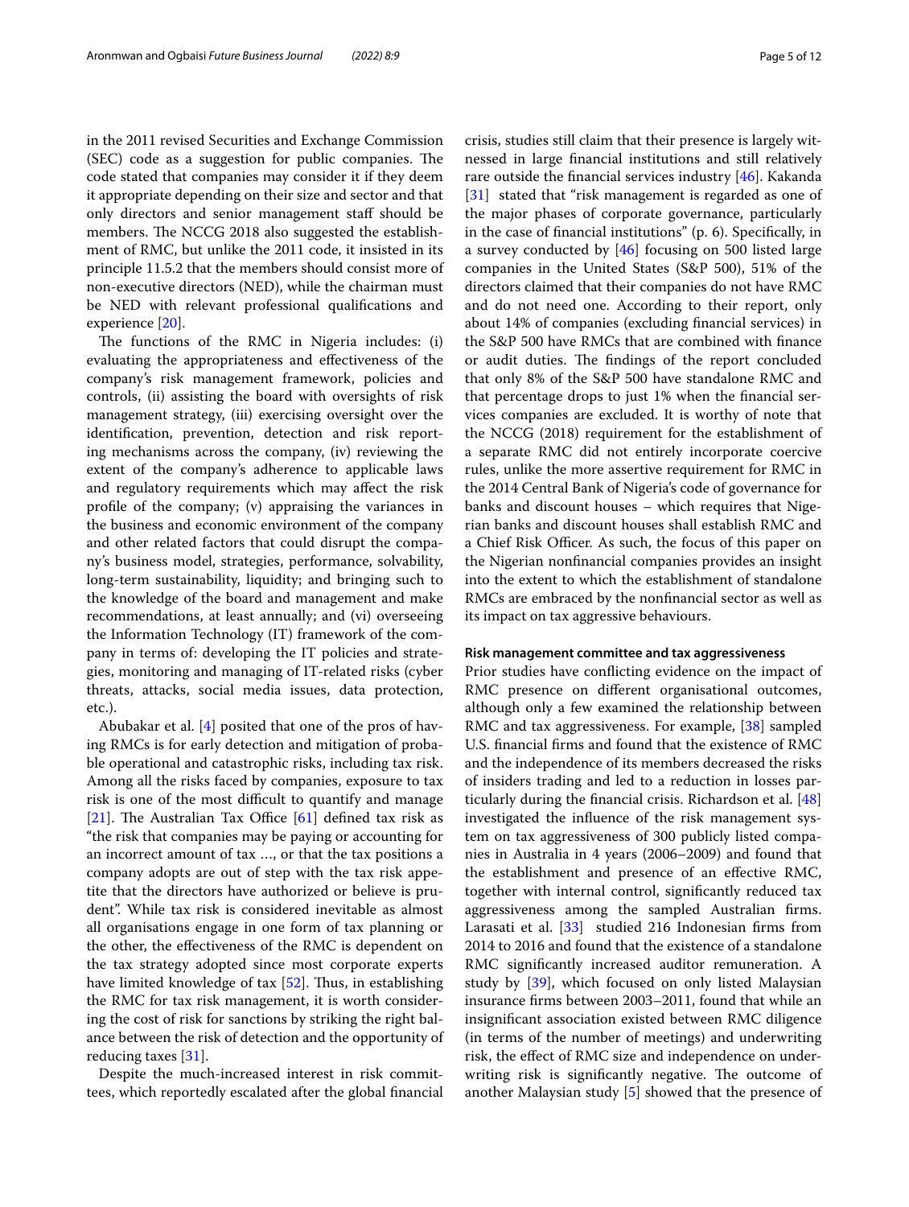in the 2011 revised Securities and Exchange Commission (SEC) code as a suggestion for public companies. The code stated that companies may consider it if they deem it appropriate depending on their size and sector and that only directors and senior management staff should be members. The NCCG 2018 also suggested the establishment of RMC, but unlike the 2011 code, it insisted in its principle 11.5.2 that the members should consist more of non-executive directors (NED), while the chairman must be NED with relevant professional qualifications and experience [20].

The functions of the RMC in Nigeria includes: (i) evaluating the appropriateness and effectiveness of the company's risk management framework, policies and controls, (ii) assisting the board with oversights of risk management strategy, (iii) exercising oversight over the identification, prevention, detection and risk reporting mechanisms across the company, (iv) reviewing the extent of the company's adherence to applicable laws and regulatory requirements which may affect the risk profile of the company; (v) appraising the variances in the business and economic environment of the company and other related factors that could disrupt the company's business model, strategies, performance, solvability, long-term sustainability, liquidity; and bringing such to the knowledge of the board and management and make recommendations, at least annually; and (vi) overseeing the Information Technology (IT) framework of the company in terms of: developing the IT policies and strategies, monitoring and managing of IT-related risks (cyber threats, attacks, social media issues, data protection, etc.).

Abubakar et al. [4] posited that one of the pros of having RMCs is for early detection and mitigation of probable operational and catastrophic risks, including tax risk. Among all the risks faced by companies, exposure to tax risk is one of the most difficult to quantify and manage [21]. The Australian Tax Office [61] defined tax risk as "the risk that companies may be paying or accounting for an incorrect amount of tax …, or that the tax positions a company adopts are out of step with the tax risk appetite that the directors have authorized or believe is prudent". While tax risk is considered inevitable as almost all organisations engage in one form of tax planning or the other, the effectiveness of the RMC is dependent on the tax strategy adopted since most corporate experts have limited knowledge of tax [52]. Thus, in establishing the RMC for tax risk management, it is worth considering the cost of risk for sanctions by striking the right balance between the risk of detection and the opportunity of reducing taxes [31].

Despite the much-increased interest in risk committees, which reportedly escalated after the global financial crisis, studies still claim that their presence is largely witnessed in large financial institutions and still relatively rare outside the financial services industry [46]. Kakanda [31] stated that "risk management is regarded as one of the major phases of corporate governance, particularly in the case of financial institutions" (p. 6). Specifically, in a survey conducted by [46] focusing on 500 listed large companies in the United States (S&P 500), 51% of the directors claimed that their companies do not have RMC and do not need one. According to their report, only about 14% of companies (excluding financial services) in the S&P 500 have RMCs that are combined with finance or audit duties. The findings of the report concluded that only 8% of the S&P 500 have standalone RMC and that percentage drops to just 1% when the financial services companies are excluded. It is worthy of note that the NCCG (2018) requirement for the establishment of a separate RMC did not entirely incorporate coercive rules, unlike the more assertive requirement for RMC in the 2014 Central Bank of Nigeria's code of governance for banks and discount houses – which requires that Nigerian banks and discount houses shall establish RMC and a Chief Risk Officer. As such, the focus of this paper on the Nigerian nonfinancial companies provides an insight into the extent to which the establishment of standalone RMCs are embraced by the nonfinancial sector as well as its impact on tax aggressive behaviours.

#### Risk management committee and tax aggressiveness

Prior studies have conflicting evidence on the impact of RMC presence on different organisational outcomes, although only a few examined the relationship between RMC and tax aggressiveness. For example, [38] sampled U.S. financial firms and found that the existence of RMC and the independence of its members decreased the risks of insiders trading and led to a reduction in losses particularly during the financial crisis. Richardson et al. [48] investigated the influence of the risk management system on tax aggressiveness of 300 publicly listed companies in Australia in 4 years (2006–2009) and found that the establishment and presence of an effective RMC, together with internal control, significantly reduced tax aggressiveness among the sampled Australian firms. Larasati et al. [33] studied 216 Indonesian firms from 2014 to 2016 and found that the existence of a standalone RMC significantly increased auditor remuneration. A study by [39], which focused on only listed Malaysian insurance firms between 2003–2011, found that while an insignificant association existed between RMC diligence (in terms of the number of meetings) and underwriting risk, the effect of RMC size and independence on underwriting risk is significantly negative. The outcome of another Malaysian study [5] showed that the presence of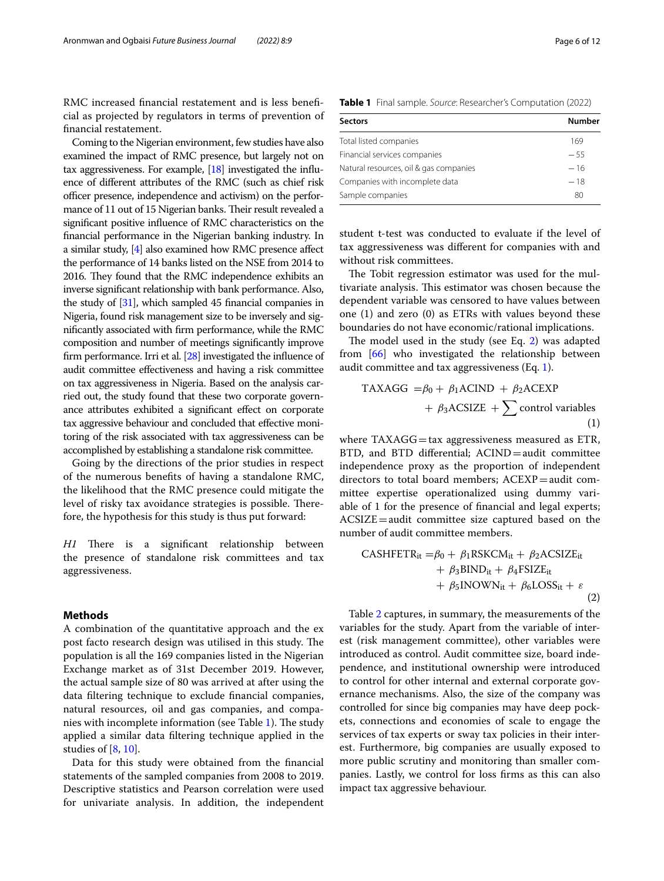RMC increased financial restatement and is less beneficial as projected by regulators in terms of prevention of financial restatement.

Coming to the Nigerian environment, few studies have also examined the impact of RMC presence, but largely not on tax aggressiveness. For example, [18] investigated the influence of different attributes of the RMC (such as chief risk officer presence, independence and activism) on the performance of 11 out of 15 Nigerian banks. Their result revealed a significant positive influence of RMC characteristics on the financial performance in the Nigerian banking industry. In a similar study, [4] also examined how RMC presence affect the performance of 14 banks listed on the NSE from 2014 to 2016. They found that the RMC independence exhibits an inverse significant relationship with bank performance. Also, the study of [31], which sampled 45 financial companies in Nigeria, found risk management size to be inversely and significantly associated with firm performance, while the RMC composition and number of meetings significantly improve firm performance. Irri et al. [28] investigated the influence of audit committee effectiveness and having a risk committee on tax aggressiveness in Nigeria. Based on the analysis carried out, the study found that these two corporate governance attributes exhibited a significant effect on corporate tax aggressive behaviour and concluded that effective monitoring of the risk associated with tax aggressiveness can be accomplished by establishing a standalone risk committee.

Going by the directions of the prior studies in respect of the numerous benefits of having a standalone RMC, the likelihood that the RMC presence could mitigate the level of risky tax avoidance strategies is possible. Therefore, the hypothesis for this study is thus put forward:

*H1* There is a significant relationship between the presence of standalone risk committees and tax aggressiveness.

## Methods

A combination of the quantitative approach and the ex post facto research design was utilised in this study. The population is all the 169 companies listed in the Nigerian Exchange market as of 31st December 2019. However, the actual sample size of 80 was arrived at after using the data filtering technique to exclude financial companies, natural resources, oil and gas companies, and companies with incomplete information (see Table 1). The study applied a similar data filtering technique applied in the studies of [8, 10].

Data for this study were obtained from the financial statements of the sampled companies from 2008 to 2019. Descriptive statistics and Pearson correlation were used for univariate analysis. In addition, the independent student t-test was conducted to evaluate if the level of tax aggressiveness was different for companies with and without risk committees.

**Table 1** Final sample. *Source*: Researcher's Computation (2022)

| Sectors | Number |
|---|---|
| Total listed companies | 169 |
| Financial services companies | − 55 |
| Natural resources, oil & gas companies | − 16 |
| Companies with incomplete data | − 18 |
| Sample companies | 80 |

The Tobit regression estimator was used for the multivariate analysis. This estimator was chosen because the dependent variable was censored to have values between one (1) and zero (0) as ETRs with values beyond these boundaries do not have economic/rational implications.

The model used in the study (see Eq. 2) was adapted from [66] who investigated the relationship between audit committee and tax aggressiveness (Eq. 1).

$$\text{TAXAGG} = \beta_0 + \beta_1\text{ACIND} + \beta_2\text{ACEXP} + \beta_3\text{ACSIZE} + \sum \text{control variables} \quad (1)$$

where TAXAGG = tax aggressiveness measured as ETR, BTD, and BTD differential; ACIND = audit committee independence proxy as the proportion of independent directors to total board members; ACEXP = audit committee expertise operationalized using dummy variable of 1 for the presence of financial and legal experts; ACSIZE = audit committee size captured based on the number of audit committee members.

$$\text{CASHFETR}_{it} = \beta_0 + \beta_1\text{RSKCM}_{it} + \beta_2\text{ACSIZE}_{it} + \beta_3\text{BIND}_{it} + \beta_4\text{FSIZE}_{it} + \beta_5\text{INOWN}_{it} + \beta_6\text{LOSS}_{it} + \varepsilon \quad (2)$$

Table 2 captures, in summary, the measurements of the variables for the study. Apart from the variable of interest (risk management committee), other variables were introduced as control. Audit committee size, board independence, and institutional ownership were introduced to control for other internal and external corporate governance mechanisms. Also, the size of the company was controlled for since big companies may have deep pockets, connections and economies of scale to engage the services of tax experts or sway tax policies in their interest. Furthermore, big companies are usually exposed to more public scrutiny and monitoring than smaller companies. Lastly, we control for loss firms as this can also impact tax aggressive behaviour.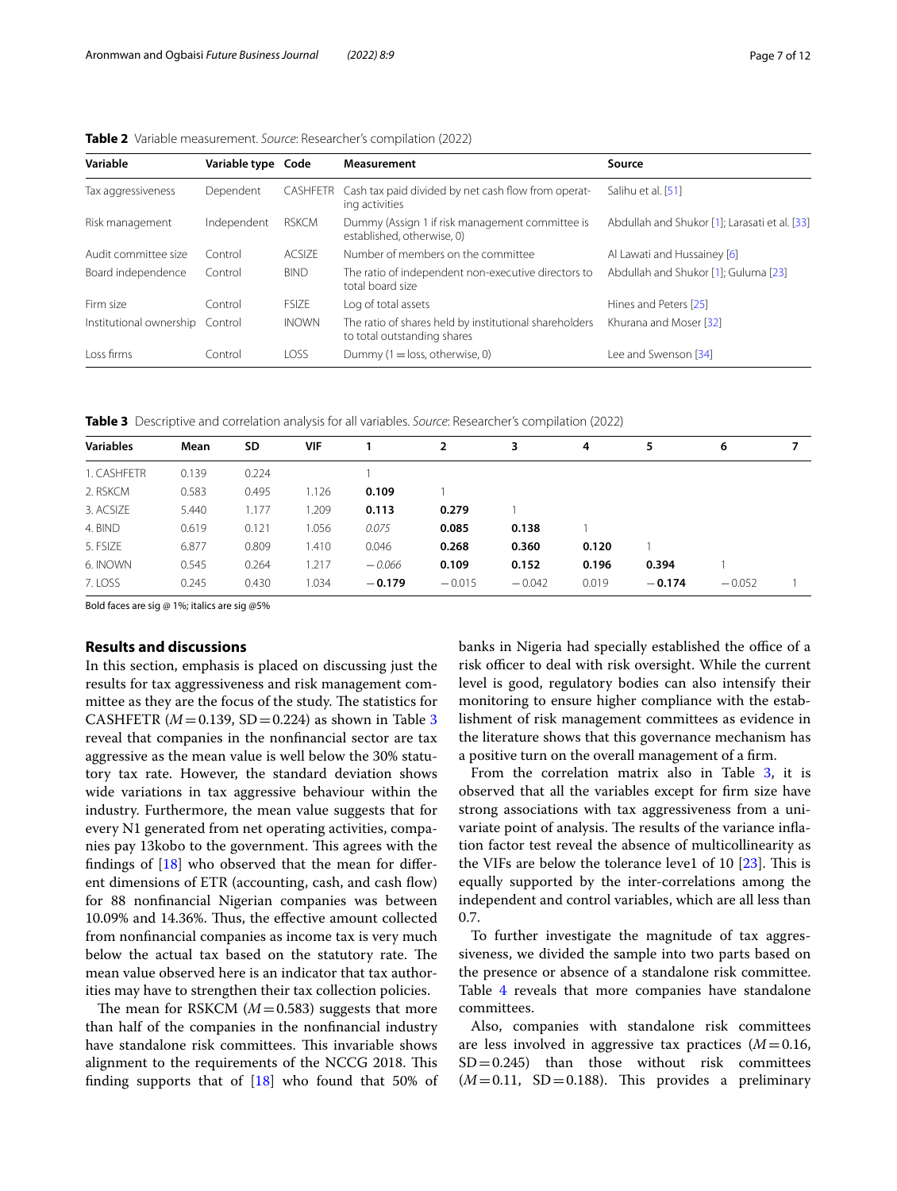**Table 2** Variable measurement. *Source*: Researcher's compilation (2022)

| Variable | Variable type | Code | Measurement | Source |
|---|---|---|---|---|
| Tax aggressiveness | Dependent | CASHFETR | Cash tax paid divided by net cash flow from operating activities | Salihu et al. [51] |
| Risk management | Independent | RSKCM | Dummy (Assign 1 if risk management committee is established, otherwise, 0) | Abdullah and Shukor [1]; Larasati et al. [33] |
| Audit committee size | Control | ACSIZE | Number of members on the committee | Al Lawati and Hussainey [6] |
| Board independence | Control | BIND | The ratio of independent non-executive directors to total board size | Abdullah and Shukor [1]; Guluma [23] |
| Firm size | Control | FSIZE | Log of total assets | Hines and Peters [25] |
| Institutional ownership | Control | INOWN | The ratio of shares held by institutional shareholders to total outstanding shares | Khurana and Moser [32] |
| Loss firms | Control | LOSS | Dummy (1 = loss, otherwise, 0) | Lee and Swenson [34] |

**Table 3** Descriptive and correlation analysis for all variables. *Source*: Researcher's compilation (2022)

| Variables | Mean | SD | VIF | 1 | 2 | 3 | 4 | 5 | 6 | 7 |
|---|---|---|---|---|---|---|---|---|---|---|
| 1. CASHFETR | 0.139 | 0.224 | | 1 | | | | | | |
| 2. RSKCM | 0.583 | 0.495 | 1.126 | **0.109** | 1 | | | | | |
| 3. ACSIZE | 5.440 | 1.177 | 1.209 | **0.113** | **0.279** | 1 | | | | |
| 4. BIND | 0.619 | 0.121 | 1.056 | *0.075* | **0.085** | **0.138** | 1 | | | |
| 5. FSIZE | 6.877 | 0.809 | 1.410 | 0.046 | **0.268** | **0.360** | **0.120** | 1 | | |
| 6. INOWN | 0.545 | 0.264 | 1.217 | *−0.066* | **0.109** | **0.152** | **0.196** | **0.394** | 1 | |
| 7. LOSS | 0.245 | 0.430 | 1.034 | **−0.179** | −0.015 | −0.042 | 0.019 | **−0.174** | −0.052 | 1 |

Bold faces are sig @ 1%; italics are sig @5%

## Results and discussions

In this section, emphasis is placed on discussing just the results for tax aggressiveness and risk management committee as they are the focus of the study. The statistics for CASHFETR ($M = 0.139$, $SD = 0.224$) as shown in Table 3 reveal that companies in the nonfinancial sector are tax aggressive as the mean value is well below the 30% statutory tax rate. However, the standard deviation shows wide variations in tax aggressive behaviour within the industry. Furthermore, the mean value suggests that for every N1 generated from net operating activities, companies pay 13kobo to the government. This agrees with the findings of [18] who observed that the mean for different dimensions of ETR (accounting, cash, and cash flow) for 88 nonfinancial Nigerian companies was between 10.09% and 14.36%. Thus, the effective amount collected from nonfinancial companies as income tax is very much below the actual tax based on the statutory rate. The mean value observed here is an indicator that tax authorities may have to strengthen their tax collection policies.

The mean for RSKCM ($M = 0.583$) suggests that more than half of the companies in the nonfinancial industry have standalone risk committees. This invariable shows alignment to the requirements of the NCCG 2018. This finding supports that of [18] who found that 50% of banks in Nigeria had specially established the office of a risk officer to deal with risk oversight. While the current level is good, regulatory bodies can also intensify their monitoring to ensure higher compliance with the establishment of risk management committees as evidence in the literature shows that this governance mechanism has a positive turn on the overall management of a firm.

From the correlation matrix also in Table 3, it is observed that all the variables except for firm size have strong associations with tax aggressiveness from a univariate point of analysis. The results of the variance inflation factor test reveal the absence of multicollinearity as the VIFs are below the tolerance leve1 of 10 [23]. This is equally supported by the inter-correlations among the independent and control variables, which are all less than 0.7.

To further investigate the magnitude of tax aggressiveness, we divided the sample into two parts based on the presence or absence of a standalone risk committee. Table 4 reveals that more companies have standalone committees.

Also, companies with standalone risk committees are less involved in aggressive tax practices ($M = 0.16$, $SD = 0.245$) than those without risk committees ($M = 0.11$, $SD = 0.188$). This provides a preliminary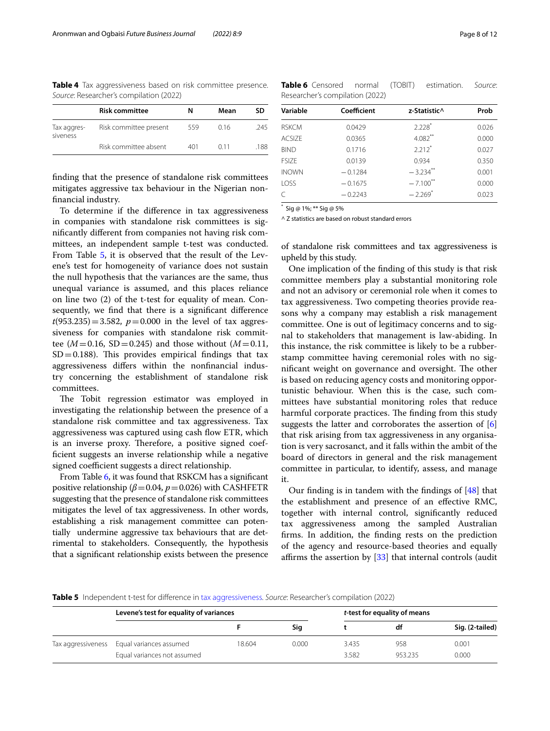**Table 4** Tax aggressiveness based on risk committee presence. *Source*: Researcher's compilation (2022)

| | Risk committee | N | Mean | SD |
|---|---|---|---|---|
| Tax aggressiveness | Risk committee present | 559 | 0.16 | .245 |
| | Risk committee absent | 401 | 0.11 | .188 |

finding that the presence of standalone risk committees mitigates aggressive tax behaviour in the Nigerian non-financial industry.

To determine if the difference in tax aggressiveness in companies with standalone risk committees is significantly different from companies not having risk committees, an independent sample t-test was conducted. From Table 5, it is observed that the result of the Levene's test for homogeneity of variance does not sustain the null hypothesis that the variances are the same, thus unequal variance is assumed, and this places reliance on line two (2) of the t-test for equality of mean. Consequently, we find that there is a significant difference $t(953.235) = 3.582$, $p = 0.000$ in the level of tax aggressiveness for companies with standalone risk committee ($M = 0.16$, $SD = 0.245$) and those without ($M = 0.11$, $SD = 0.188$). This provides empirical findings that tax aggressiveness differs within the nonfinancial industry concerning the establishment of standalone risk committees.

The Tobit regression estimator was employed in investigating the relationship between the presence of a standalone risk committee and tax aggressiveness. Tax aggressiveness was captured using cash flow ETR, which is an inverse proxy. Therefore, a positive signed coefficient suggests an inverse relationship while a negative signed coefficient suggests a direct relationship.

From Table 6, it was found that RSKCM has a significant positive relationship ($\beta = 0.04$, $p = 0.026$) with CASHFETR suggesting that the presence of standalone risk committees mitigates the level of tax aggressiveness. In other words, establishing a risk management committee can potentially undermine aggressive tax behaviours that are detrimental to stakeholders. Consequently, the hypothesis that a significant relationship exists between the presence of standalone risk committees and tax aggressiveness is upheld by this study.

**Table 6** Censored normal (TOBIT) estimation. *Source*: Researcher's compilation (2022)

| Variable | Coefficient | z-Statistic^ | Prob |
|---|---|---|---|
| RSKCM | 0.0429 | 2.228* | 0.026 |
| ACSIZE | 0.0365 | 4.082** | 0.000 |
| BIND | 0.1716 | 2.212* | 0.027 |
| FSIZE | 0.0139 | 0.934 | 0.350 |
| INOWN | −0.1284 | −3.234** | 0.001 |
| LOSS | −0.1675 | −7.100** | 0.000 |
| C | −0.2243 | −2.269* | 0.023 |

* Sig @ 1%; ** Sig @ 5%

^ Z statistics are based on robust standard errors

One implication of the finding of this study is that risk committee members play a substantial monitoring role and not an advisory or ceremonial role when it comes to tax aggressiveness. Two competing theories provide reasons why a company may establish a risk management committee. One is out of legitimacy concerns and to signal to stakeholders that management is law-abiding. In this instance, the risk committee is likely to be a rubber-stamp committee having ceremonial roles with no significant weight on governance and oversight. The other is based on reducing agency costs and monitoring opportunistic behaviour. When this is the case, such committees have substantial monitoring roles that reduce harmful corporate practices. The finding from this study suggests the latter and corroborates the assertion of [6] that risk arising from tax aggressiveness in any organisation is very sacrosanct, and it falls within the ambit of the board of directors in general and the risk management committee in particular, to identify, assess, and manage it.

Our finding is in tandem with the findings of [48] that the establishment and presence of an effective RMC, together with internal control, significantly reduced tax aggressiveness among the sampled Australian firms. In addition, the finding rests on the prediction of the agency and resource-based theories and equally affirms the assertion by [33] that internal controls (audit

**Table 5** Independent t-test for difference in tax aggressiveness. *Source*: Researcher's compilation (2022)

| | Levene's test for equality of variances | | | *t*-test for equality of means | | |
|---|---|---|---|---|---|---|
| | | F | Sig | t | df | Sig. (2-tailed) |
| Tax aggressiveness | Equal variances assumed | 18.604 | 0.000 | 3.435 | 958 | 0.001 |
| | Equal variances not assumed | | | 3.582 | 953.235 | 0.000 |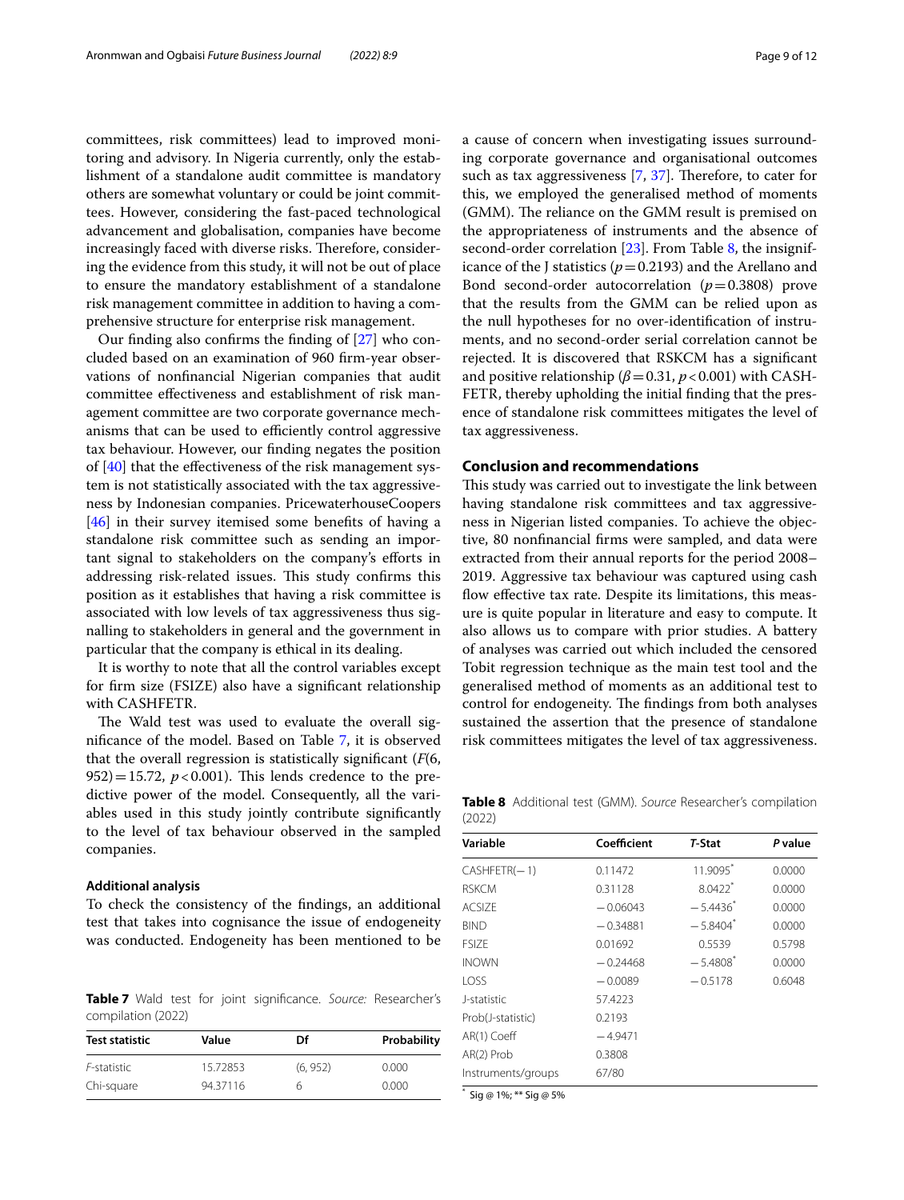committees, risk committees) lead to improved monitoring and advisory. In Nigeria currently, only the establishment of a standalone audit committee is mandatory others are somewhat voluntary or could be joint committees. However, considering the fast-paced technological advancement and globalisation, companies have become increasingly faced with diverse risks. Therefore, considering the evidence from this study, it will not be out of place to ensure the mandatory establishment of a standalone risk management committee in addition to having a comprehensive structure for enterprise risk management.

Our finding also confirms the finding of [27] who concluded based on an examination of 960 firm-year observations of nonfinancial Nigerian companies that audit committee effectiveness and establishment of risk management committee are two corporate governance mechanisms that can be used to efficiently control aggressive tax behaviour. However, our finding negates the position of [40] that the effectiveness of the risk management system is not statistically associated with the tax aggressiveness by Indonesian companies. PricewaterhouseCoopers [46] in their survey itemised some benefits of having a standalone risk committee such as sending an important signal to stakeholders on the company's efforts in addressing risk-related issues. This study confirms this position as it establishes that having a risk committee is associated with low levels of tax aggressiveness thus signalling to stakeholders in general and the government in particular that the company is ethical in its dealing.

It is worthy to note that all the control variables except for firm size (FSIZE) also have a significant relationship with CASHFETR.

The Wald test was used to evaluate the overall significance of the model. Based on Table 7, it is observed that the overall regression is statistically significant ($F(6, 952) = 15.72$, $p < 0.001$). This lends credence to the predictive power of the model. Consequently, all the variables used in this study jointly contribute significantly to the level of tax behaviour observed in the sampled companies.

### Additional analysis

To check the consistency of the findings, an additional test that takes into cognisance the issue of endogeneity was conducted. Endogeneity has been mentioned to be a cause of concern when investigating issues surrounding corporate governance and organisational outcomes such as tax aggressiveness [7, 37]. Therefore, to cater for this, we employed the generalised method of moments (GMM). The reliance on the GMM result is premised on the appropriateness of instruments and the absence of second-order correlation [23]. From Table 8, the insignificance of the J statistics ($p = 0.2193$) and the Arellano and Bond second-order autocorrelation ($p = 0.3808$) prove that the results from the GMM can be relied upon as the null hypotheses for no over-identification of instruments, and no second-order serial correlation cannot be rejected. It is discovered that RSKCM has a significant and positive relationship ($\beta = 0.31$, $p < 0.001$) with CASHFETR, thereby upholding the initial finding that the presence of standalone risk committees mitigates the level of tax aggressiveness.

**Table 7** Wald test for joint significance. *Source:* Researcher's compilation (2022)

| Test statistic | Value | Df | Probability |
|---|---|---|---|
| *F*-statistic | 15.72853 | (6, 952) | 0.000 |
| Chi-square | 94.37116 | 6 | 0.000 |

## Conclusion and recommendations

This study was carried out to investigate the link between having standalone risk committees and tax aggressiveness in Nigerian listed companies. To achieve the objective, 80 nonfinancial firms were sampled, and data were extracted from their annual reports for the period 2008–2019. Aggressive tax behaviour was captured using cash flow effective tax rate. Despite its limitations, this measure is quite popular in literature and easy to compute. It also allows us to compare with prior studies. A battery of analyses was carried out which included the censored Tobit regression technique as the main test tool and the generalised method of moments as an additional test to control for endogeneity. The findings from both analyses sustained the assertion that the presence of standalone risk committees mitigates the level of tax aggressiveness.

**Table 8** Additional test (GMM). *Source* Researcher's compilation (2022)

| Variable | Coefficient | *T*-Stat | *P* value |
|---|---|---|---|
| CASHFETR(−1) | 0.11472 | 11.9095* | 0.0000 |
| RSKCM | 0.31128 | 8.0422* | 0.0000 |
| ACSIZE | −0.06043 | −5.4436* | 0.0000 |
| BIND | −0.34881 | −5.8404* | 0.0000 |
| FSIZE | 0.01692 | 0.5539 | 0.5798 |
| INOWN | −0.24468 | −5.4808* | 0.0000 |
| LOSS | −0.0089 | −0.5178 | 0.6048 |
| J-statistic | 57.4223 | | |
| Prob(J-statistic) | 0.2193 | | |
| AR(1) Coeff | −4.9471 | | |
| AR(2) Prob | 0.3808 | | |
| Instruments/groups | 67/80 | | |

* Sig @ 1%; ** Sig @ 5%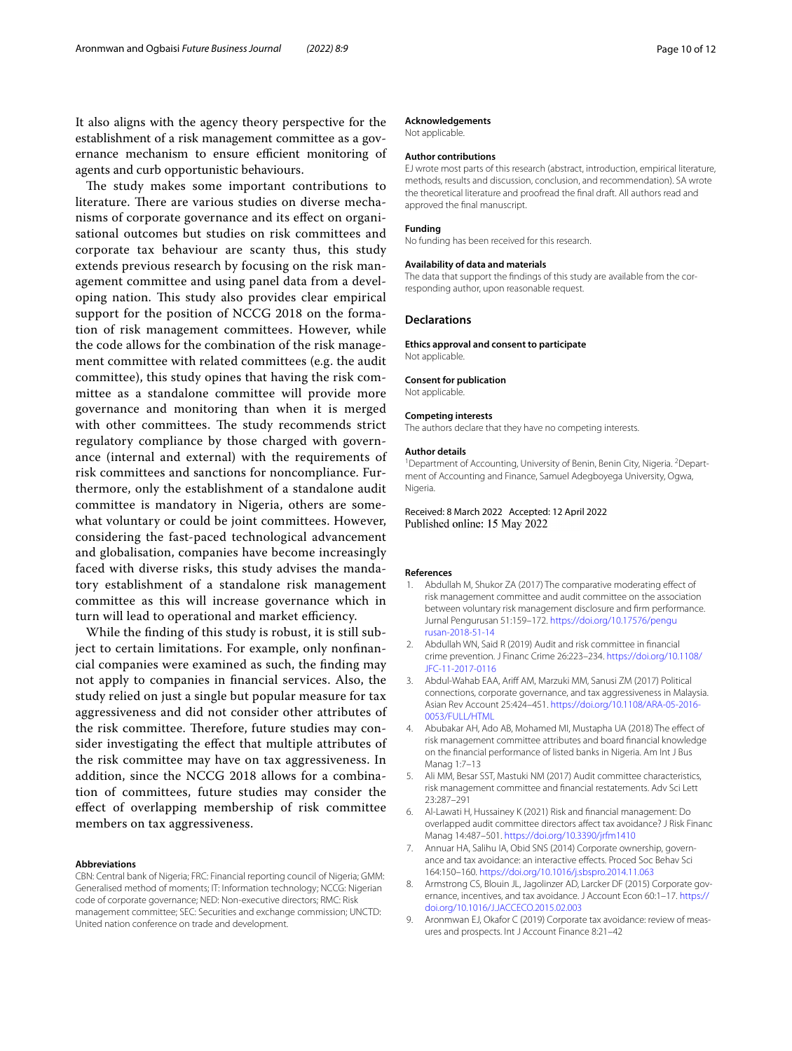It also aligns with the agency theory perspective for the establishment of a risk management committee as a governance mechanism to ensure efficient monitoring of agents and curb opportunistic behaviours.

The study makes some important contributions to literature. There are various studies on diverse mechanisms of corporate governance and its effect on organisational outcomes but studies on risk committees and corporate tax behaviour are scanty thus, this study extends previous research by focusing on the risk management committee and using panel data from a developing nation. This study also provides clear empirical support for the position of NCCG 2018 on the formation of risk management committees. However, while the code allows for the combination of the risk management committee with related committees (e.g. the audit committee), this study opines that having the risk committee as a standalone committee will provide more governance and monitoring than when it is merged with other committees. The study recommends strict regulatory compliance by those charged with governance (internal and external) with the requirements of risk committees and sanctions for noncompliance. Furthermore, only the establishment of a standalone audit committee is mandatory in Nigeria, others are somewhat voluntary or could be joint committees. However, considering the fast-paced technological advancement and globalisation, companies have become increasingly faced with diverse risks, this study advises the mandatory establishment of a standalone risk management committee as this will increase governance which in turn will lead to operational and market efficiency.

While the finding of this study is robust, it is still subject to certain limitations. For example, only nonfinancial companies were examined as such, the finding may not apply to companies in financial services. Also, the study relied on just a single but popular measure for tax aggressiveness and did not consider other attributes of the risk committee. Therefore, future studies may consider investigating the effect that multiple attributes of the risk committee may have on tax aggressiveness. In addition, since the NCCG 2018 allows for a combination of committees, future studies may consider the effect of overlapping membership of risk committee members on tax aggressiveness.

#### Abbreviations

CBN: Central bank of Nigeria; FRC: Financial reporting council of Nigeria; GMM: Generalised method of moments; IT: Information technology; NCCG: Nigerian code of corporate governance; NED: Non-executive directors; RMC: Risk management committee; SEC: Securities and exchange commission; UNCTD: United nation conference on trade and development.

#### Acknowledgements

Not applicable.

#### Author contributions

EJ wrote most parts of this research (abstract, introduction, empirical literature, methods, results and discussion, conclusion, and recommendation). SA wrote the theoretical literature and proofread the final draft. All authors read and approved the final manuscript.

#### Funding

No funding has been received for this research.

#### Availability of data and materials

The data that support the findings of this study are available from the corresponding author, upon reasonable request.

## Declarations

#### Ethics approval and consent to participate

Not applicable.

#### Consent for publication

Not applicable.

#### Competing interests

The authors declare that they have no competing interests.

#### Author details

[1] Department of Accounting, University of Benin, Benin City, Nigeria. [2] Department of Accounting and Finance, Samuel Adegboyega University, Ogwa, Nigeria.

Received: 8 March 2022 Accepted: 12 April 2022
Published online: 15 May 2022

#### References

1. Abdullah M, Shukor ZA (2017) The comparative moderating effect of risk management committee and audit committee on the association between voluntary risk management disclosure and firm performance. Jurnal Pengurusan 51:159–172. https://doi.org/10.17576/pengurusan-2018-51-14
2. Abdullah WN, Said R (2019) Audit and risk committee in financial crime prevention. J Financ Crime 26:223–234. https://doi.org/10.1108/JFC-11-2017-0116
3. Abdul-Wahab EAA, Ariff AM, Marzuki MM, Sanusi ZM (2017) Political connections, corporate governance, and tax aggressiveness in Malaysia. Asian Rev Account 25:424–451. https://doi.org/10.1108/ARA-05-2016-0053/FULL/HTML
4. Abubakar AH, Ado AB, Mohamed MI, Mustapha UA (2018) The effect of risk management committee attributes and board financial knowledge on the financial performance of listed banks in Nigeria. Am Int J Bus Manag 1:7–13
5. Ali MM, Besar SST, Mastuki NM (2017) Audit committee characteristics, risk management committee and financial restatements. Adv Sci Lett 23:287–291
6. Al-Lawati H, Hussainey K (2021) Risk and financial management: Do overlapped audit committee directors affect tax avoidance? J Risk Financ Manag 14:487–501. https://doi.org/10.3390/jrfm1410
7. Annuar HA, Salihu IA, Obid SNS (2014) Corporate ownership, governance and tax avoidance: an interactive effects. Proced Soc Behav Sci 164:150–160. https://doi.org/10.1016/j.sbspro.2014.11.063
8. Armstrong CS, Blouin JL, Jagolinzer AD, Larcker DF (2015) Corporate governance, incentives, and tax avoidance. J Account Econ 60:1–17. https://doi.org/10.1016/J.JACCECO.2015.02.003
9. Aronmwan EJ, Okafor C (2019) Corporate tax avoidance: review of measures and prospects. Int J Account Finance 8:21–42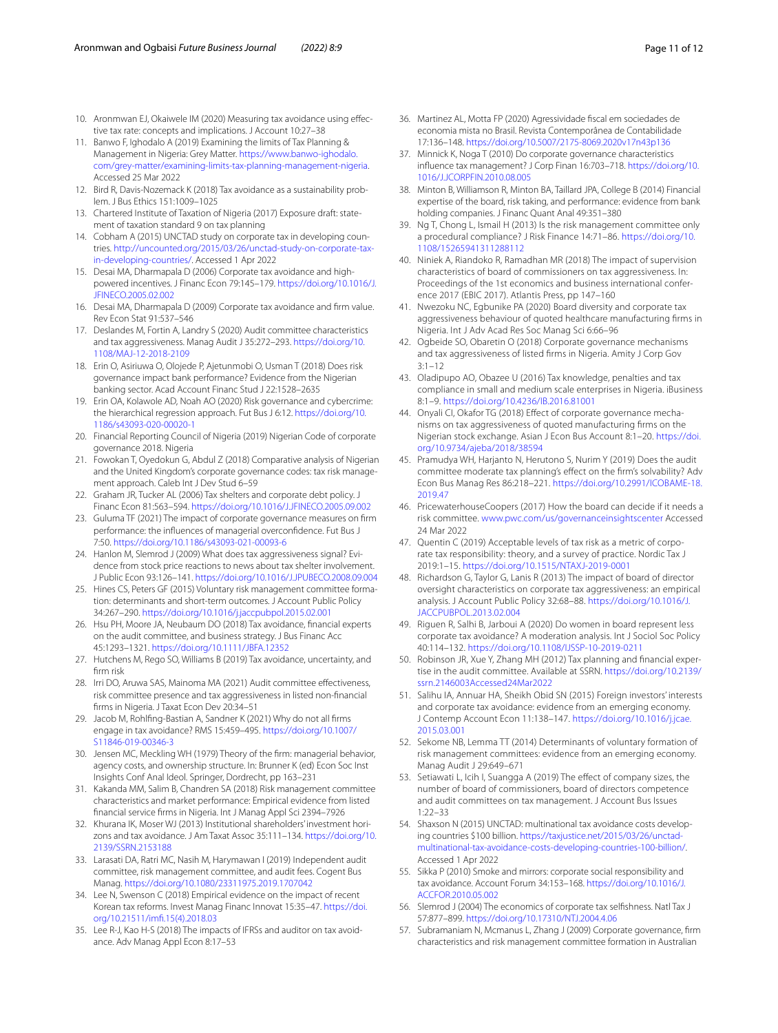10. Aronmwan EJ, Okaiwele IM (2020) Measuring tax avoidance using effective tax rate: concepts and implications. J Account 10:27–38
11. Banwo F, Ighodalo A (2019) Examining the limits of Tax Planning & Management in Nigeria: Grey Matter. https://www.banwo-ighodalo.com/grey-matter/examining-limits-tax-planning-management-nigeria. Accessed 25 Mar 2022
12. Bird R, Davis-Nozemack K (2018) Tax avoidance as a sustainability problem. J Bus Ethics 151:1009–1025
13. Chartered Institute of Taxation of Nigeria (2017) Exposure draft: statement of taxation standard 9 on tax planning
14. Cobham A (2015) UNCTAD study on corporate tax in developing countries. http://uncounted.org/2015/03/26/unctad-study-on-corporate-tax-in-developing-countries/. Accessed 1 Apr 2022
15. Desai MA, Dharmapala D (2006) Corporate tax avoidance and high-powered incentives. J Financ Econ 79:145–179. https://doi.org/10.1016/J.JFINECO.2005.02.002
16. Desai MA, Dharmapala D (2009) Corporate tax avoidance and firm value. Rev Econ Stat 91:537–546
17. Deslandes M, Fortin A, Landry S (2020) Audit committee characteristics and tax aggressiveness. Manag Audit J 35:272–293. https://doi.org/10.1108/MAJ-12-2018-2109
18. Erin O, Asiriuwa O, Olojede P, Ajetunmobi O, Usman T (2018) Does risk governance impact bank performance? Evidence from the Nigerian banking sector. Acad Account Financ Stud J 22:1528–2635
19. Erin OA, Kolawole AD, Noah AO (2020) Risk governance and cybercrime: the hierarchical regression approach. Fut Bus J 6:12. https://doi.org/10.1186/s43093-020-00020-1
20. Financial Reporting Council of Nigeria (2019) Nigerian Code of corporate governance 2018. Nigeria
21. Fowokan T, Oyedokun G, Abdul Z (2018) Comparative analysis of Nigerian and the United Kingdom's corporate governance codes: tax risk management approach. Caleb Int J Dev Stud 6–59
22. Graham JR, Tucker AL (2006) Tax shelters and corporate debt policy. J Financ Econ 81:563–594. https://doi.org/10.1016/J.JFINECO.2005.09.002
23. Guluma TF (2021) The impact of corporate governance measures on firm performance: the influences of managerial overconfidence. Fut Bus J 7:50. https://doi.org/10.1186/s43093-021-00093-6
24. Hanlon M, Slemrod J (2009) What does tax aggressiveness signal? Evidence from stock price reactions to news about tax shelter involvement. J Public Econ 93:126–141. https://doi.org/10.1016/J.JPUBECO.2008.09.004
25. Hines CS, Peters GF (2015) Voluntary risk management committee formation: determinants and short-term outcomes. J Account Public Policy 34:267–290. https://doi.org/10.1016/j.jaccpubpol.2015.02.001
26. Hsu PH, Moore JA, Neubaum DO (2018) Tax avoidance, financial experts on the audit committee, and business strategy. J Bus Financ Acc 45:1293–1321. https://doi.org/10.1111/JBFA.12352
27. Hutchens M, Rego SO, Williams B (2019) Tax avoidance, uncertainty, and firm risk
28. Irri DO, Aruwa SAS, Mainoma MA (2021) Audit committee effectiveness, risk committee presence and tax aggressiveness in listed non-financial firms in Nigeria. J Taxat Econ Dev 20:34–51
29. Jacob M, Rohlfing-Bastian A, Sandner K (2021) Why do not all firms engage in tax avoidance? RMS 15:459–495. https://doi.org/10.1007/S11846-019-00346-3
30. Jensen MC, Meckling WH (1979) Theory of the firm: managerial behavior, agency costs, and ownership structure. In: Brunner K (ed) Econ Soc Inst Insights Conf Anal Ideol. Springer, Dordrecht, pp 163–231
31. Kakanda MM, Salim B, Chandren SA (2018) Risk management committee characteristics and market performance: Empirical evidence from listed financial service firms in Nigeria. Int J Manag Appl Sci 2394–7926
32. Khurana IK, Moser WJ (2013) Institutional shareholders' investment horizons and tax avoidance. J Am Taxat Assoc 35:111–134. https://doi.org/10.2139/SSRN.2153188
33. Larasati DA, Ratri MC, Nasih M, Harymawan I (2019) Independent audit committee, risk management committee, and audit fees. Cogent Bus Manag. https://doi.org/10.1080/23311975.2019.1707042
34. Lee N, Swenson C (2018) Empirical evidence on the impact of recent Korean tax reforms. Invest Manag Financ Innovat 15:35–47. https://doi.org/10.21511/imfi.15(4).2018.03
35. Lee R-J, Kao H-S (2018) The impacts of IFRSs and auditor on tax avoidance. Adv Manag Appl Econ 8:17–53
36. Martinez AL, Motta FP (2020) Agressividade fiscal em sociedades de economia mista no Brasil. Revista Contemporânea de Contabilidade 17:136–148. https://doi.org/10.5007/2175-8069.2020v17n43p136
37. Minnick K, Noga T (2010) Do corporate governance characteristics influence tax management? J Corp Finan 16:703–718. https://doi.org/10.1016/J.JCORPFIN.2010.08.005
38. Minton B, Williamson R, Minton BA, Taillard JPA, College B (2014) Financial expertise of the board, risk taking, and performance: evidence from bank holding companies. J Financ Quant Anal 49:351–380
39. Ng T, Chong L, Ismail H (2013) Is the risk management committee only a procedural compliance? J Risk Finance 14:71–86. https://doi.org/10.1108/15265941311288112
40. Niniek A, Riandoko R, Ramadhan MR (2018) The impact of supervision characteristics of board of commissioners on tax aggressiveness. In: Proceedings of the 1st economics and business international conference 2017 (EBIC 2017). Atlantis Press, pp 147–160
41. Nwezoku NC, Egbunike PA (2020) Board diversity and corporate tax aggressiveness behaviour of quoted healthcare manufacturing firms in Nigeria. Int J Adv Acad Res Soc Manag Sci 6:66–96
42. Ogbeide SO, Obaretin O (2018) Corporate governance mechanisms and tax aggressiveness of listed firms in Nigeria. Amity J Corp Gov 3:1–12
43. Oladipupo AO, Obazee U (2016) Tax knowledge, penalties and tax compliance in small and medium scale enterprises in Nigeria. iBusiness 8:1–9. https://doi.org/10.4236/IB.2016.81001
44. Onyali CI, Okafor TG (2018) Effect of corporate governance mechanisms on tax aggressiveness of quoted manufacturing firms on the Nigerian stock exchange. Asian J Econ Bus Account 8:1–20. https://doi.org/10.9734/ajeba/2018/38594
45. Pramudya WH, Harjanto N, Herutono S, Nurim Y (2019) Does the audit committee moderate tax planning's effect on the firm's solvability? Adv Econ Bus Manag Res 86:218–221. https://doi.org/10.2991/ICOBAME-18.2019.47
46. PricewaterhouseCoopers (2017) How the board can decide if it needs a risk committee. www.pwc.com/us/governanceinsightscenter Accessed 24 Mar 2022
47. Quentin C (2019) Acceptable levels of tax risk as a metric of corporate tax responsibility: theory, and a survey of practice. Nordic Tax J 2019:1–15. https://doi.org/10.1515/NTAXJ-2019-0001
48. Richardson G, Taylor G, Lanis R (2013) The impact of board of director oversight characteristics on corporate tax aggressiveness: an empirical analysis. J Account Public Policy 32:68–88. https://doi.org/10.1016/J.JACCPUBPOL.2013.02.004
49. Riguen R, Salhi B, Jarboui A (2020) Do women in board represent less corporate tax avoidance? A moderation analysis. Int J Sociol Soc Policy 40:114–132. https://doi.org/10.1108/IJSSP-10-2019-0211
50. Robinson JR, Xue Y, Zhang MH (2012) Tax planning and financial expertise in the audit committee. Available at SSRN. https://doi.org/10.2139/ssrn.2146003Accessed24Mar2022
51. Salihu IA, Annuar HA, Sheikh Obid SN (2015) Foreign investors' interests and corporate tax avoidance: evidence from an emerging economy. J Contemp Account Econ 11:138–147. https://doi.org/10.1016/j.jcae.2015.03.001
52. Sekome NB, Lemma TT (2014) Determinants of voluntary formation of risk management committees: evidence from an emerging economy. Manag Audit J 29:649–671
53. Setiawati L, Icih I, Suangga A (2019) The effect of company sizes, the number of board of commissioners, board of directors competence and audit committees on tax management. J Account Bus Issues 1:22–33
54. Shaxson N (2015) UNCTAD: multinational tax avoidance costs developing countries $100 billion. https://taxjustice.net/2015/03/26/unctad-multinational-tax-avoidance-costs-developing-countries-100-billion/. Accessed 1 Apr 2022
55. Sikka P (2010) Smoke and mirrors: corporate social responsibility and tax avoidance. Account Forum 34:153–168. https://doi.org/10.1016/J.ACCFOR.2010.05.002
56. Slemrod J (2004) The economics of corporate tax selfishness. Natl Tax J 57:877–899. https://doi.org/10.17310/NTJ.2004.4.06
57. Subramaniam N, Mcmanus L, Zhang J (2009) Corporate governance, firm characteristics and risk management committee formation in Australian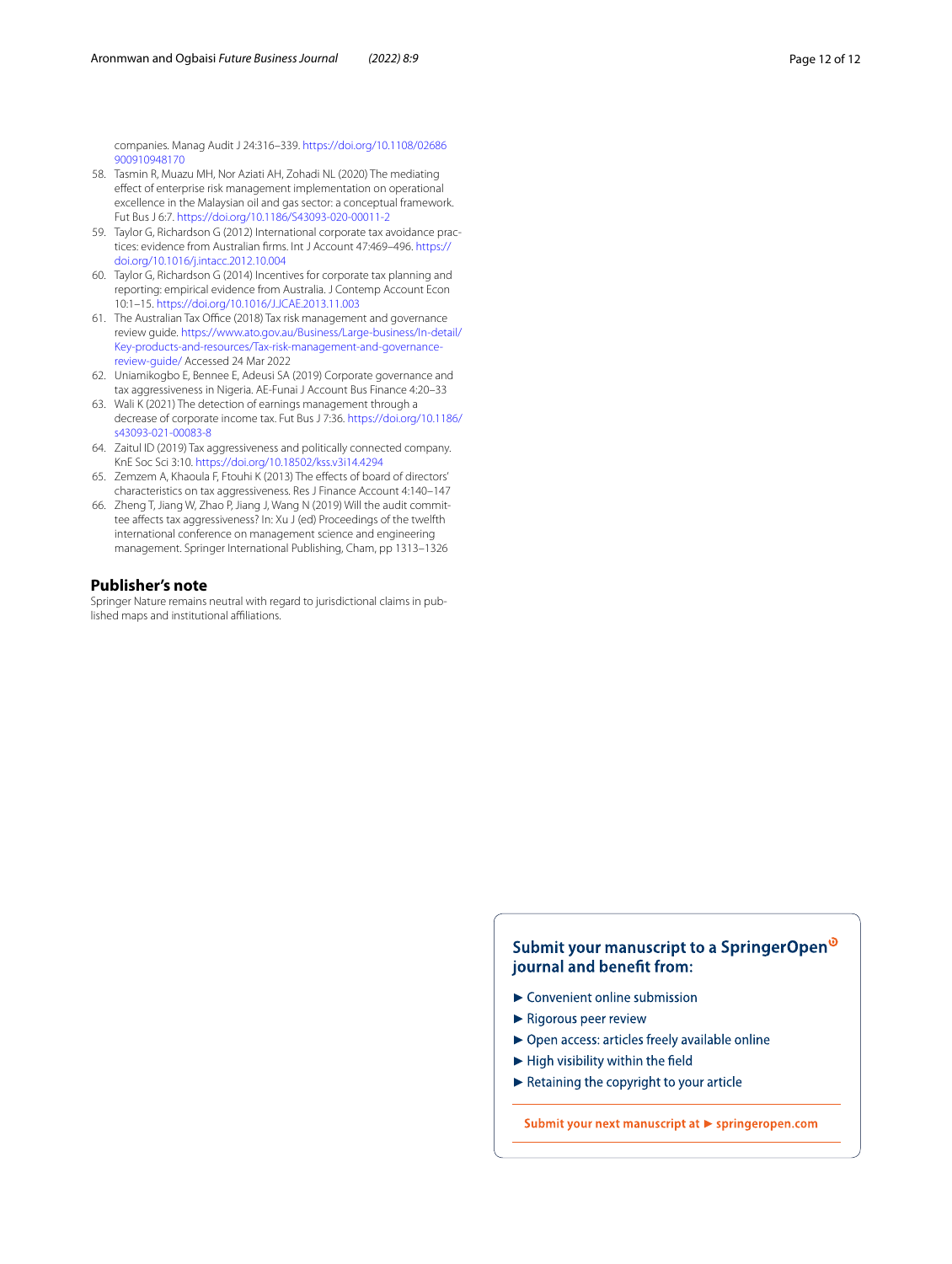companies. Manag Audit J 24:316–339. https://doi.org/10.1108/02686900910948170

58. Tasmin R, Muazu MH, Nor Aziati AH, Zohadi NL (2020) The mediating effect of enterprise risk management implementation on operational excellence in the Malaysian oil and gas sector: a conceptual framework. Fut Bus J 6:7. https://doi.org/10.1186/S43093-020-00011-2
59. Taylor G, Richardson G (2012) International corporate tax avoidance practices: evidence from Australian firms. Int J Account 47:469–496. https://doi.org/10.1016/j.intacc.2012.10.004
60. Taylor G, Richardson G (2014) Incentives for corporate tax planning and reporting: empirical evidence from Australia. J Contemp Account Econ 10:1–15. https://doi.org/10.1016/J.JCAE.2013.11.003
61. The Australian Tax Office (2018) Tax risk management and governance review guide. https://www.ato.gov.au/Business/Large-business/In-detail/Key-products-and-resources/Tax-risk-management-and-governance-review-guide/ Accessed 24 Mar 2022
62. Uniamikogbo E, Bennee E, Adeusi SA (2019) Corporate governance and tax aggressiveness in Nigeria. AE-Funai J Account Bus Finance 4:20–33
63. Wali K (2021) The detection of earnings management through a decrease of corporate income tax. Fut Bus J 7:36. https://doi.org/10.1186/s43093-021-00083-8
64. Zaitul ID (2019) Tax aggressiveness and politically connected company. KnE Soc Sci 3:10. https://doi.org/10.18502/kss.v3i14.4294
65. Zemzem A, Khaoula F, Ftouhi K (2013) The effects of board of directors' characteristics on tax aggressiveness. Res J Finance Account 4:140–147
66. Zheng T, Jiang W, Zhao P, Jiang J, Wang N (2019) Will the audit committee affects tax aggressiveness? In: Xu J (ed) Proceedings of the twelfth international conference on management science and engineering management. Springer International Publishing, Cham, pp 1313–1326

## Publisher's note

Springer Nature remains neutral with regard to jurisdictional claims in published maps and institutional affiliations.

**Submit your manuscript to a SpringerOpen journal and benefit from:**

- ► Convenient online submission
- ► Rigorous peer review
- ► Open access: articles freely available online
- ► High visibility within the field
- ► Retaining the copyright to your article

**Submit your next manuscript at ► springeropen.com**